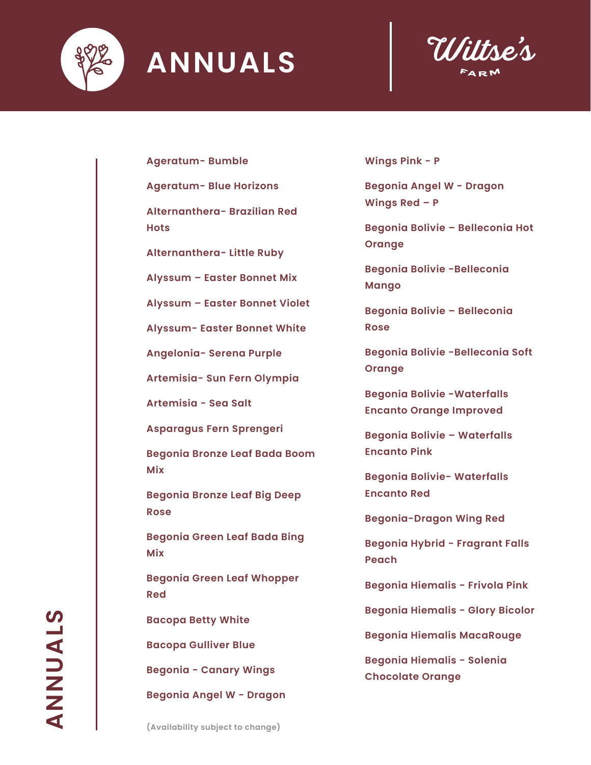# ANNUALS

Wiltse's Farm

- Ageratum- Bumble
- Ageratum- Blue Horizons
- Alternanthera- Brazilian Red Hots
- Alternanthera- Little Ruby
- Alyssum – Easter Bonnet Mix
- Alyssum – Easter Bonnet Violet
- Alyssum- Easter Bonnet White
- Angelonia- Serena Purple
- Artemisia- Sun Fern Olympia
- Artemisia - Sea Salt
- Asparagus Fern Sprengeri
- Begonia Bronze Leaf Bada Boom Mix
- Begonia Bronze Leaf Big Deep Rose
- Begonia Green Leaf Bada Bing Mix
- Begonia Green Leaf Whopper Red
- Bacopa Betty White
- Bacopa Gulliver Blue
- Begonia - Canary Wings
- Begonia Angel W - Dragon Wings Pink - P
- Begonia Angel W - Dragon Wings Red – P
- Begonia Bolivie – Belleconia Hot Orange
- Begonia Bolivie -Belleconia Mango
- Begonia Bolivie – Belleconia Rose
- Begonia Bolivie -Belleconia Soft Orange
- Begonia Bolivie -Waterfalls Encanto Orange Improved
- Begonia Bolivie – Waterfalls Encanto Pink
- Begonia Bolivie- Waterfalls Encanto Red
- Begonia-Dragon Wing Red
- Begonia Hybrid - Fragrant Falls Peach
- Begonia Hiemalis - Frivola Pink
- Begonia Hiemalis - Glory Bicolor
- Begonia Hiemalis MacaRouge
- Begonia Hiemalis - Solenia Chocolate Orange

(Availability subject to change)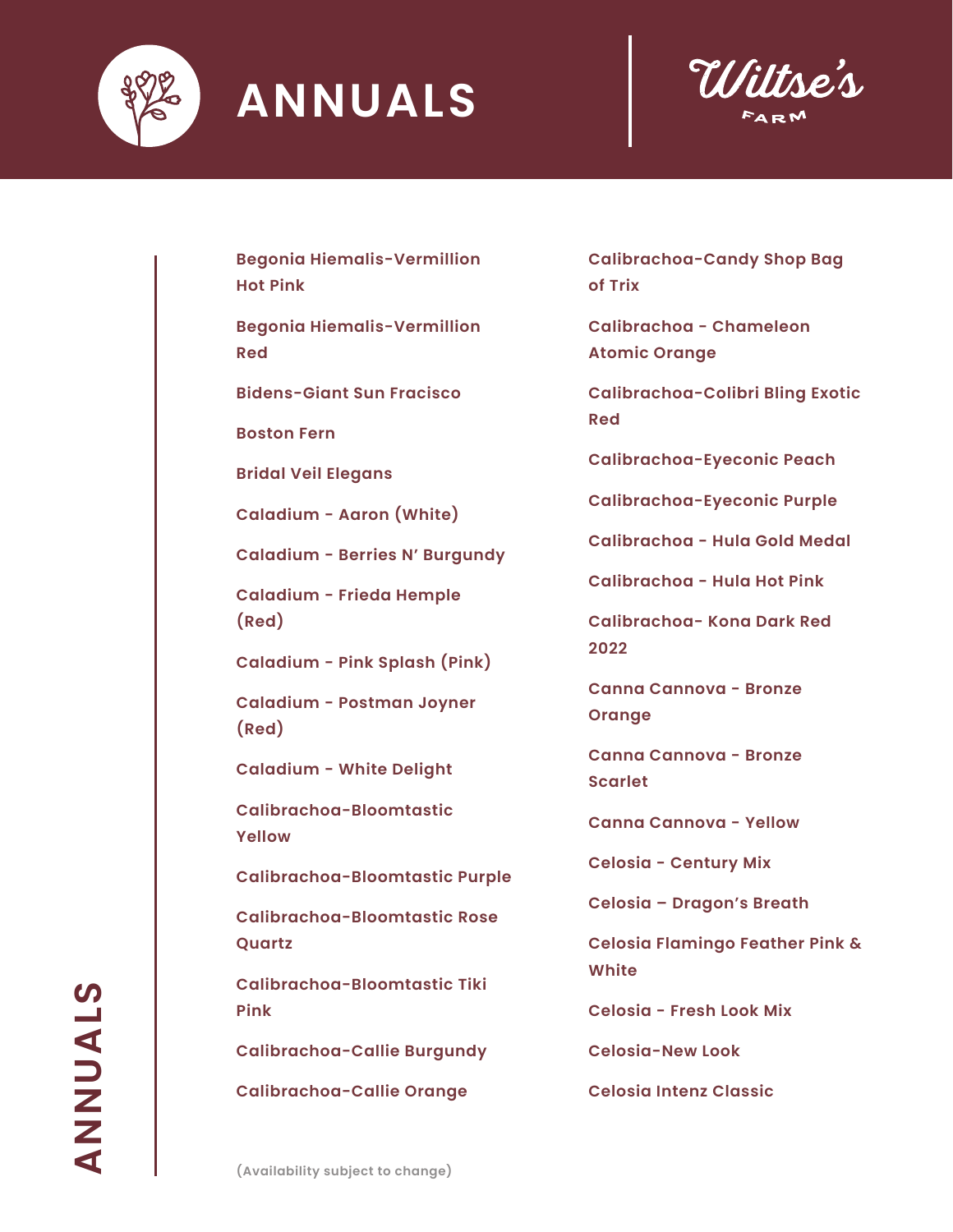# ANNUALS

Wiltse's Farm

- Begonia Hiemalis-Vermillion Hot Pink
- Begonia Hiemalis-Vermillion Red
- Bidens-Giant Sun Fracisco
- Boston Fern
- Bridal Veil Elegans
- Caladium - Aaron (White)
- Caladium - Berries N' Burgundy
- Caladium - Frieda Hemple (Red)
- Caladium - Pink Splash (Pink)
- Caladium - Postman Joyner (Red)
- Caladium - White Delight
- Calibrachoa-Bloomtastic Yellow
- Calibrachoa-Bloomtastic Purple
- Calibrachoa-Bloomtastic Rose Quartz
- Calibrachoa-Bloomtastic Tiki Pink
- Calibrachoa-Callie Burgundy
- Calibrachoa-Callie Orange
- Calibrachoa-Candy Shop Bag of Trix
- Calibrachoa - Chameleon Atomic Orange
- Calibrachoa-Colibri Bling Exotic Red
- Calibrachoa-Eyeconic Peach
- Calibrachoa-Eyeconic Purple
- Calibrachoa - Hula Gold Medal
- Calibrachoa - Hula Hot Pink
- Calibrachoa- Kona Dark Red 2022
- Canna Cannova - Bronze Orange
- Canna Cannova - Bronze Scarlet
- Canna Cannova - Yellow
- Celosia - Century Mix
- Celosia – Dragon's Breath
- Celosia Flamingo Feather Pink & White
- Celosia - Fresh Look Mix
- Celosia-New Look
- Celosia Intenz Classic

(Availability subject to change)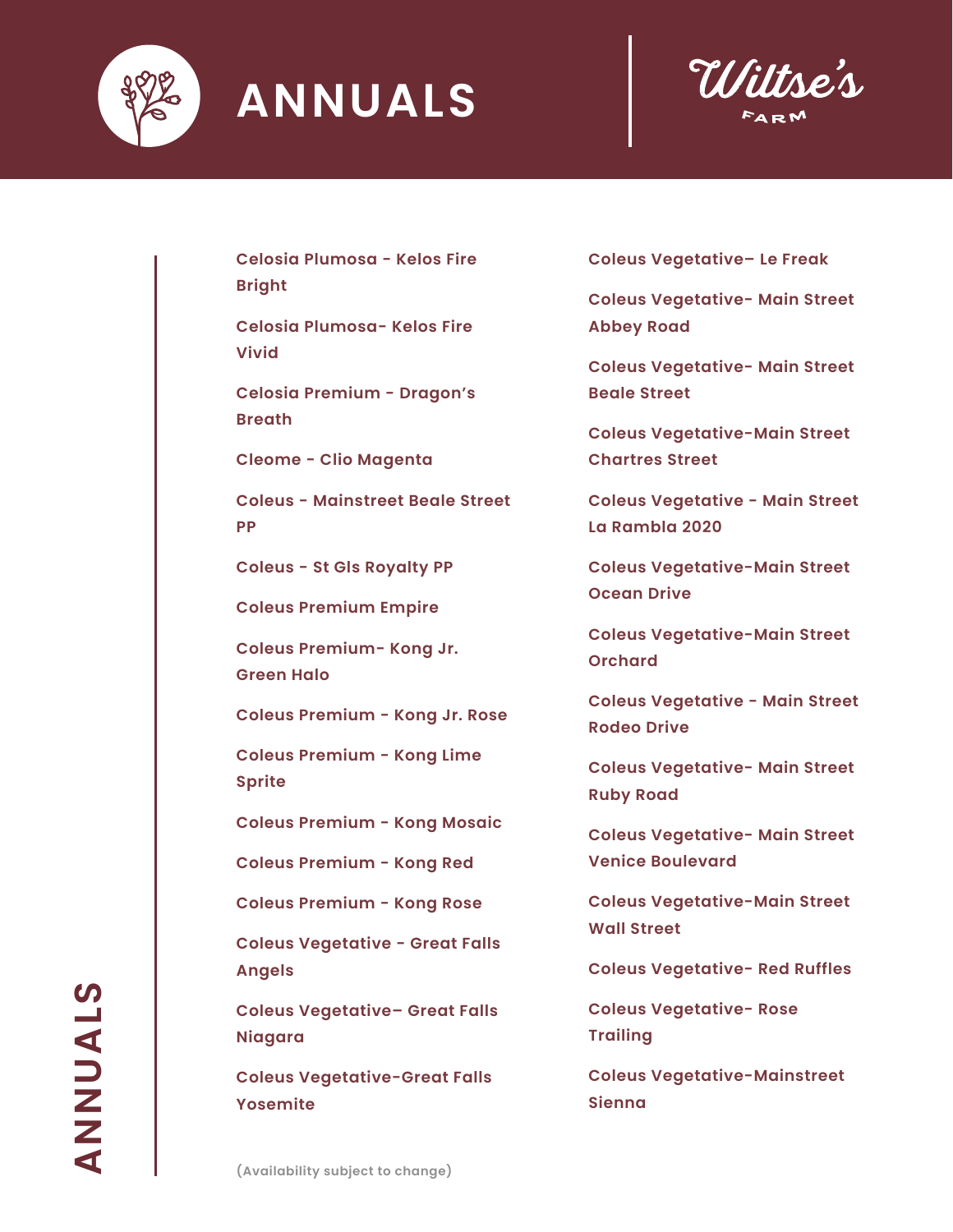# ANNUALS

Wiltse's Farm

Celosia Plumosa - Kelos Fire Bright

Celosia Plumosa- Kelos Fire Vivid

Celosia Premium - Dragon's Breath

Cleome - Clio Magenta

Coleus - Mainstreet Beale Street PP

Coleus - St Gls Royalty PP

Coleus Premium Empire

Coleus Premium- Kong Jr. Green Halo

Coleus Premium - Kong Jr. Rose

Coleus Premium - Kong Lime Sprite

Coleus Premium - Kong Mosaic

Coleus Premium - Kong Red

Coleus Premium - Kong Rose

Coleus Vegetative - Great Falls Angels

Coleus Vegetative– Great Falls Niagara

Coleus Vegetative-Great Falls Yosemite

Coleus Vegetative– Le Freak

Coleus Vegetative- Main Street Abbey Road

Coleus Vegetative- Main Street Beale Street

Coleus Vegetative-Main Street Chartres Street

Coleus Vegetative - Main Street La Rambla 2020

Coleus Vegetative-Main Street Ocean Drive

Coleus Vegetative-Main Street Orchard

Coleus Vegetative - Main Street Rodeo Drive

Coleus Vegetative- Main Street Ruby Road

Coleus Vegetative- Main Street Venice Boulevard

Coleus Vegetative-Main Street Wall Street

Coleus Vegetative- Red Ruffles

Coleus Vegetative- Rose Trailing

Coleus Vegetative-Mainstreet Sienna

(Availability subject to change)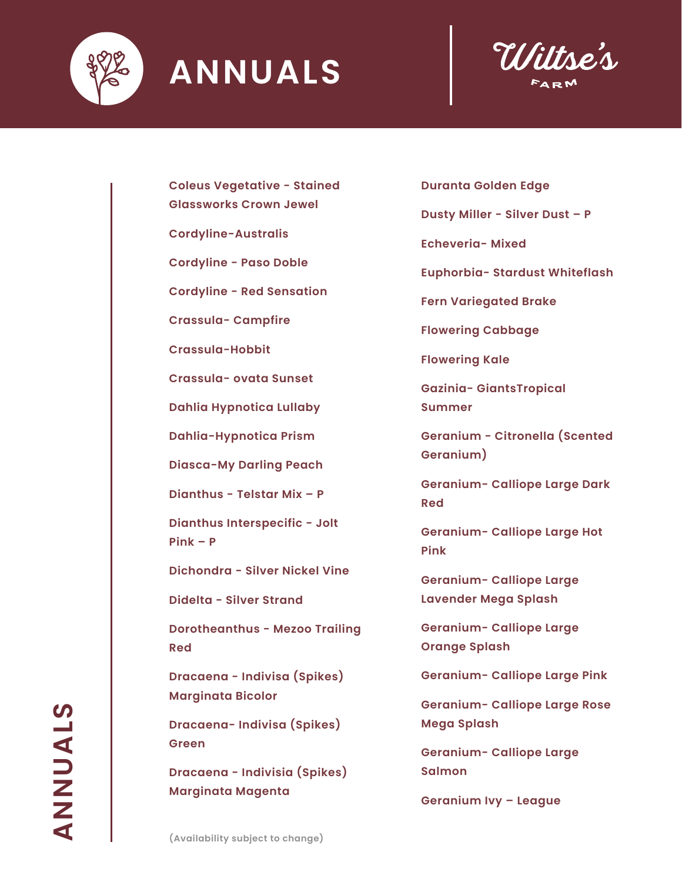# ANNUALS

Wiltse's Farm

- Coleus Vegetative - Stained Glassworks Crown Jewel
- Cordyline-Australis
- Cordyline - Paso Doble
- Cordyline - Red Sensation
- Crassula- Campfire
- Crassula-Hobbit
- Crassula- ovata Sunset
- Dahlia Hypnotica Lullaby
- Dahlia-Hypnotica Prism
- Diasca-My Darling Peach
- Dianthus - Telstar Mix – P
- Dianthus Interspecific - Jolt Pink – P
- Dichondra - Silver Nickel Vine
- Didelta - Silver Strand
- Dorotheanthus - Mezoo Trailing Red
- Dracaena - Indivisa (Spikes) Marginata Bicolor
- Dracaena- Indivisa (Spikes) Green
- Dracaena - Indivisia (Spikes) Marginata Magenta
- Duranta Golden Edge
- Dusty Miller - Silver Dust – P
- Echeveria- Mixed
- Euphorbia- Stardust Whiteflash
- Fern Variegated Brake
- Flowering Cabbage
- Flowering Kale
- Gazinia- GiantsTropical Summer
- Geranium - Citronella (Scented Geranium)
- Geranium- Calliope Large Dark Red
- Geranium- Calliope Large Hot Pink
- Geranium- Calliope Large Lavender Mega Splash
- Geranium- Calliope Large Orange Splash
- Geranium- Calliope Large Pink
- Geranium- Calliope Large Rose Mega Splash
- Geranium- Calliope Large Salmon
- Geranium Ivy – League

(Availability subject to change)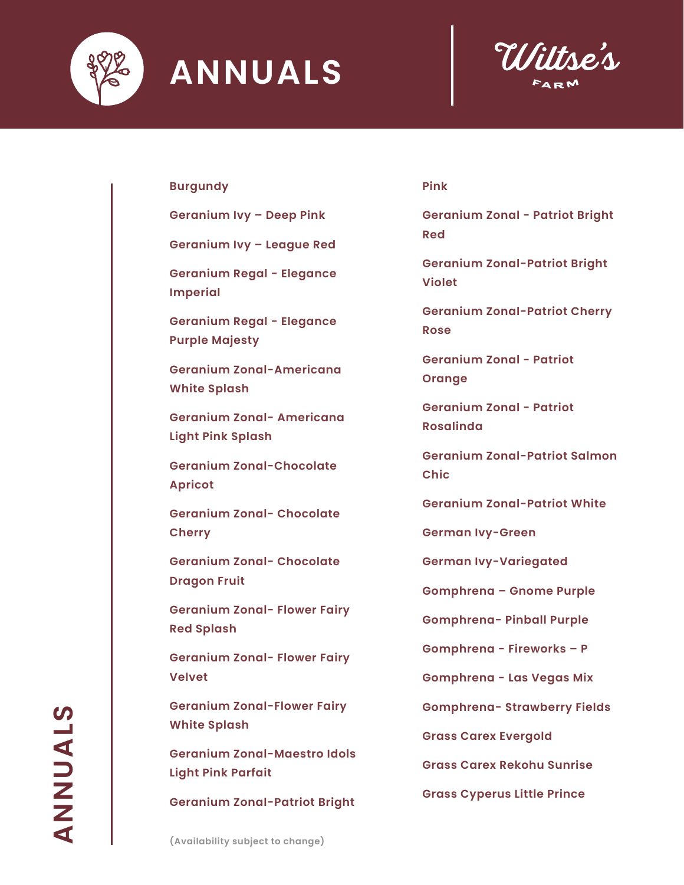# ANNUALS

Wiltse's Farm

Burgundy

Geranium Ivy – Deep Pink

Geranium Ivy – League Red

Geranium Regal - Elegance Imperial

Geranium Regal - Elegance Purple Majesty

Geranium Zonal-Americana White Splash

Geranium Zonal- Americana Light Pink Splash

Geranium Zonal-Chocolate Apricot

Geranium Zonal- Chocolate Cherry

Geranium Zonal- Chocolate Dragon Fruit

Geranium Zonal- Flower Fairy Red Splash

Geranium Zonal- Flower Fairy Velvet

Geranium Zonal-Flower Fairy White Splash

Geranium Zonal-Maestro Idols Light Pink Parfait

Geranium Zonal-Patriot Bright Pink

Geranium Zonal - Patriot Bright Red

Geranium Zonal-Patriot Bright Violet

Geranium Zonal-Patriot Cherry Rose

Geranium Zonal - Patriot Orange

Geranium Zonal - Patriot Rosalinda

Geranium Zonal-Patriot Salmon Chic

Geranium Zonal-Patriot White

German Ivy-Green

German Ivy-Variegated

Gomphrena – Gnome Purple

Gomphrena- Pinball Purple

Gomphrena - Fireworks – P

Gomphrena - Las Vegas Mix

Gomphrena- Strawberry Fields

Grass Carex Evergold

Grass Carex Rekohu Sunrise

Grass Cyperus Little Prince

(Availability subject to change)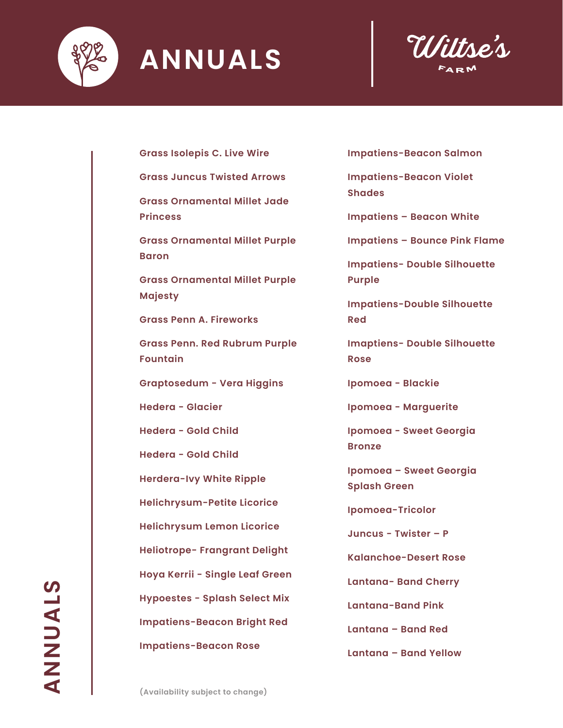# ANNUALS

Wiltse's Farm

- Grass Isolepis C. Live Wire
- Grass Juncus Twisted Arrows
- Grass Ornamental Millet Jade Princess
- Grass Ornamental Millet Purple Baron
- Grass Ornamental Millet Purple Majesty
- Grass Penn A. Fireworks
- Grass Penn. Red Rubrum Purple Fountain
- Graptosedum - Vera Higgins
- Hedera - Glacier
- Hedera - Gold Child
- Hedera - Gold Child
- Herdera-Ivy White Ripple
- Helichrysum-Petite Licorice
- Helichrysum Lemon Licorice
- Heliotrope- Frangrant Delight
- Hoya Kerrii - Single Leaf Green
- Hypoestes - Splash Select Mix
- Impatiens-Beacon Bright Red
- Impatiens-Beacon Rose
- Impatiens-Beacon Salmon
- Impatiens-Beacon Violet Shades
- Impatiens – Beacon White
- Impatiens – Bounce Pink Flame
- Impatiens- Double Silhouette Purple
- Impatiens-Double Silhouette Red
- Imaptiens- Double Silhouette Rose
- Ipomoea - Blackie
- Ipomoea - Marguerite
- Ipomoea - Sweet Georgia Bronze
- Ipomoea – Sweet Georgia Splash Green
- Ipomoea-Tricolor
- Juncus - Twister – P
- Kalanchoe-Desert Rose
- Lantana- Band Cherry
- Lantana-Band Pink
- Lantana – Band Red
- Lantana – Band Yellow

(Availability subject to change)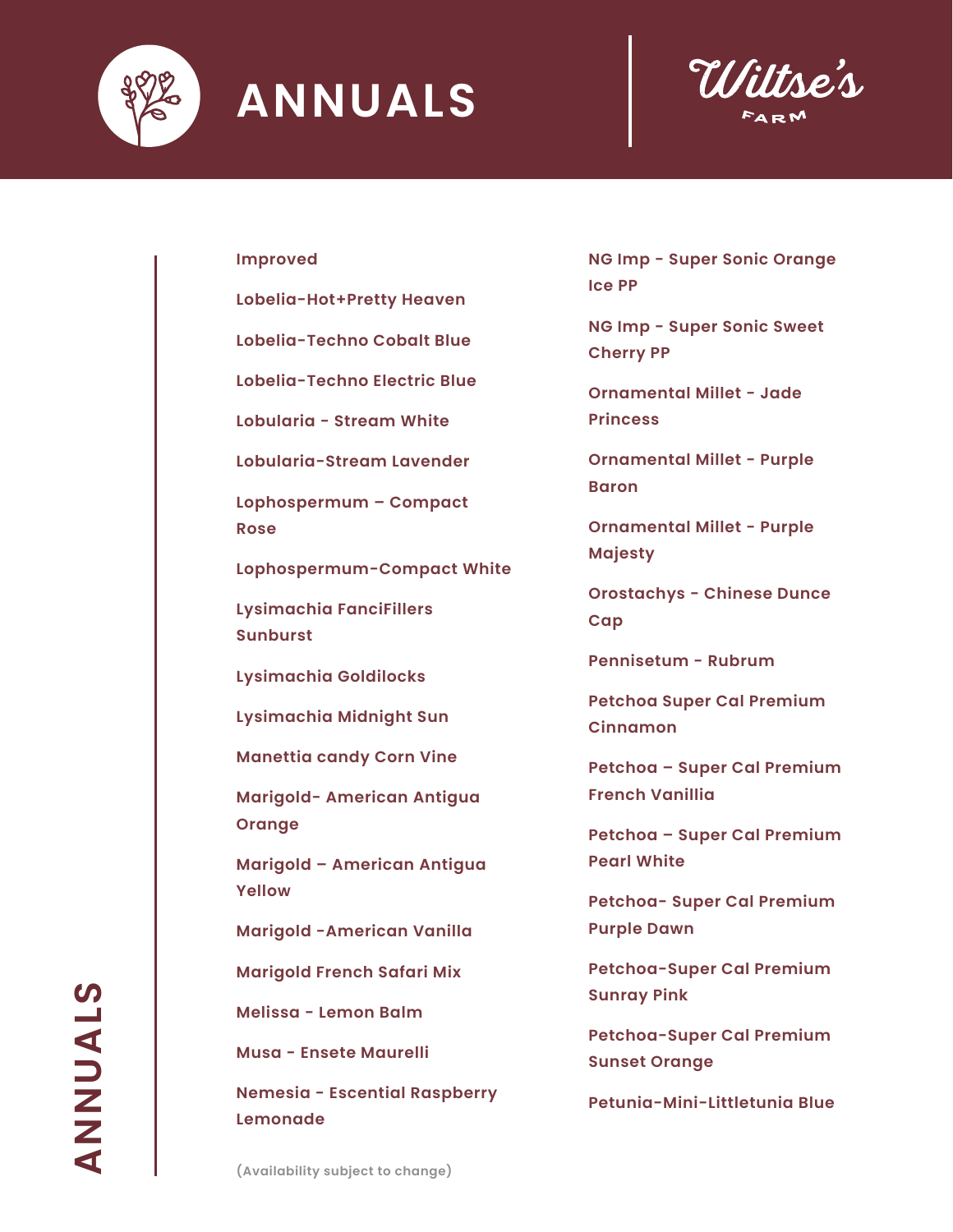# ANNUALS

Wiltse's Farm

Improved

Lobelia-Hot+Pretty Heaven

Lobelia-Techno Cobalt Blue

Lobelia-Techno Electric Blue

Lobularia - Stream White

Lobularia-Stream Lavender

Lophospermum – Compact Rose

Lophospermum-Compact White

Lysimachia FanciFillers Sunburst

Lysimachia Goldilocks

Lysimachia Midnight Sun

Manettia candy Corn Vine

Marigold- American Antigua Orange

Marigold – American Antigua Yellow

Marigold -American Vanilla

Marigold French Safari Mix

Melissa - Lemon Balm

Musa - Ensete Maurelli

Nemesia - Escential Raspberry Lemonade

NG Imp - Super Sonic Orange Ice PP

NG Imp - Super Sonic Sweet Cherry PP

Ornamental Millet - Jade Princess

Ornamental Millet - Purple Baron

Ornamental Millet - Purple Majesty

Orostachys - Chinese Dunce Cap

Pennisetum - Rubrum

Petchoa Super Cal Premium Cinnamon

Petchoa – Super Cal Premium French Vanillia

Petchoa – Super Cal Premium Pearl White

Petchoa- Super Cal Premium Purple Dawn

Petchoa-Super Cal Premium Sunray Pink

Petchoa-Super Cal Premium Sunset Orange

Petunia-Mini-Littletunia Blue

(Availability subject to change)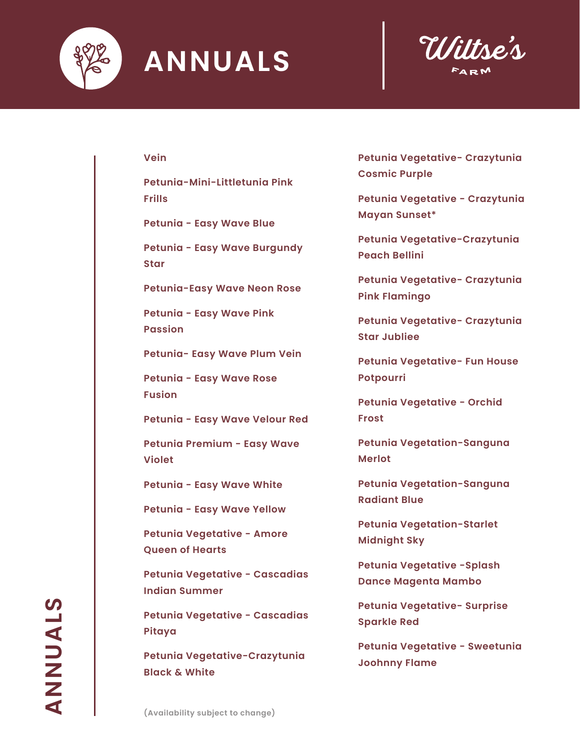# ANNUALS

Wiltse's Farm

Vein

Petunia-Mini-Littletunia Pink Frills

Petunia - Easy Wave Blue

Petunia - Easy Wave Burgundy Star

Petunia-Easy Wave Neon Rose

Petunia - Easy Wave Pink Passion

Petunia- Easy Wave Plum Vein

Petunia - Easy Wave Rose Fusion

Petunia - Easy Wave Velour Red

Petunia Premium - Easy Wave Violet

Petunia - Easy Wave White

Petunia - Easy Wave Yellow

Petunia Vegetative - Amore Queen of Hearts

Petunia Vegetative - Cascadias Indian Summer

Petunia Vegetative - Cascadias Pitaya

Petunia Vegetative-Crazytunia Black & White

Petunia Vegetative- Crazytunia Cosmic Purple

Petunia Vegetative - Crazytunia Mayan Sunset*

Petunia Vegetative-Crazytunia Peach Bellini

Petunia Vegetative- Crazytunia Pink Flamingo

Petunia Vegetative- Crazytunia Star Jubliee

Petunia Vegetative- Fun House Potpourri

Petunia Vegetative - Orchid Frost

Petunia Vegetation-Sanguna Merlot

Petunia Vegetation-Sanguna Radiant Blue

Petunia Vegetation-Starlet Midnight Sky

Petunia Vegetative -Splash Dance Magenta Mambo

Petunia Vegetative- Surprise Sparkle Red

Petunia Vegetative - Sweetunia Joohnny Flame

(Availability subject to change)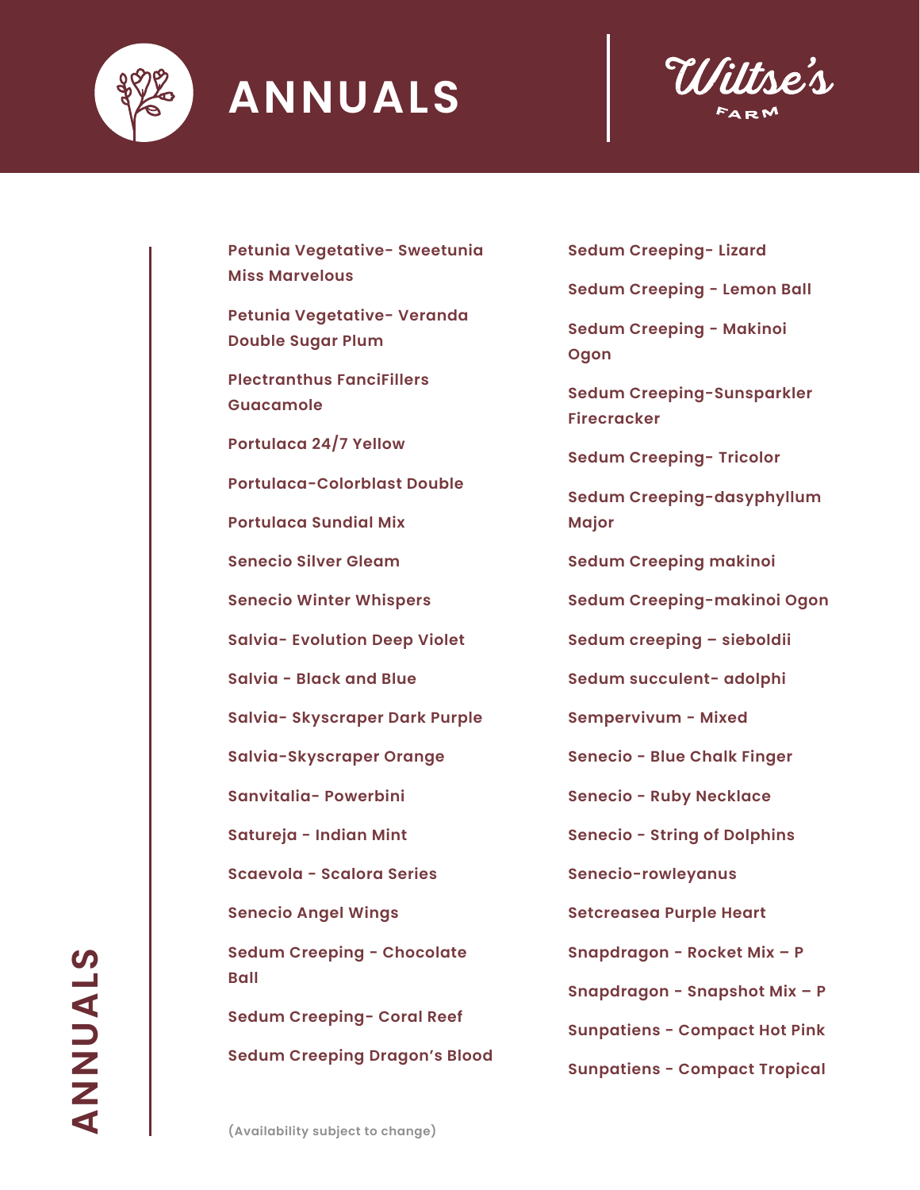# ANNUALS

Wiltse's Farm

- Petunia Vegetative- Sweetunia Miss Marvelous
- Petunia Vegetative- Veranda Double Sugar Plum
- Plectranthus FanciFillers Guacamole
- Portulaca 24/7 Yellow
- Portulaca-Colorblast Double
- Portulaca Sundial Mix
- Senecio Silver Gleam
- Senecio Winter Whispers
- Salvia- Evolution Deep Violet
- Salvia - Black and Blue
- Salvia- Skyscraper Dark Purple
- Salvia-Skyscraper Orange
- Sanvitalia- Powerbini
- Satureja - Indian Mint
- Scaevola - Scalora Series
- Senecio Angel Wings
- Sedum Creeping - Chocolate Ball
- Sedum Creeping- Coral Reef
- Sedum Creeping Dragon's Blood
- Sedum Creeping- Lizard
- Sedum Creeping - Lemon Ball
- Sedum Creeping - Makinoi Ogon
- Sedum Creeping-Sunsparkler Firecracker
- Sedum Creeping- Tricolor
- Sedum Creeping-dasyphyllum Major
- Sedum Creeping makinoi
- Sedum Creeping-makinoi Ogon
- Sedum creeping – sieboldii
- Sedum succulent- adolphi
- Sempervivum - Mixed
- Senecio - Blue Chalk Finger
- Senecio - Ruby Necklace
- Senecio - String of Dolphins
- Senecio-rowleyanus
- Setcreasea Purple Heart
- Snapdragon - Rocket Mix – P
- Snapdragon - Snapshot Mix – P
- Sunpatiens - Compact Hot Pink
- Sunpatiens - Compact Tropical

(Availability subject to change)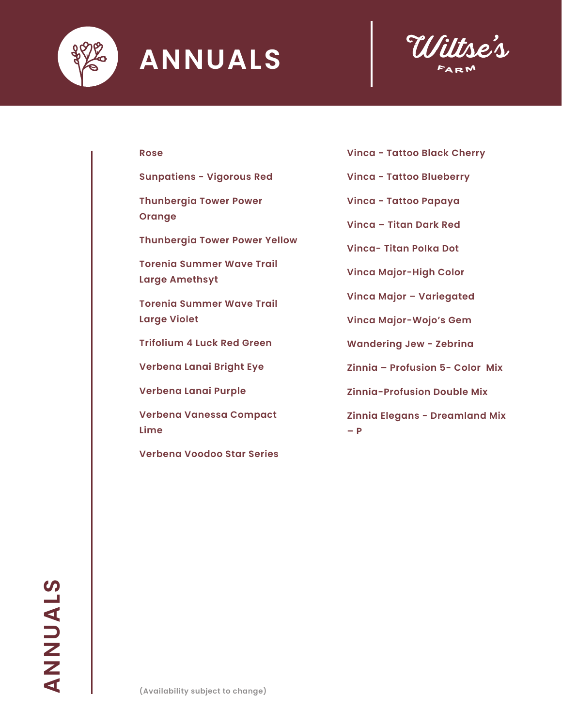# ANNUALS

Wiltse's Farm

- Rose
- Sunpatiens - Vigorous Red
- Thunbergia Tower Power Orange
- Thunbergia Tower Power Yellow
- Torenia Summer Wave Trail Large Amethsyt
- Torenia Summer Wave Trail Large Violet
- Trifolium 4 Luck Red Green
- Verbena Lanai Bright Eye
- Verbena Lanai Purple
- Verbena Vanessa Compact Lime
- Verbena Voodoo Star Series
- Vinca - Tattoo Black Cherry
- Vinca - Tattoo Blueberry
- Vinca - Tattoo Papaya
- Vinca – Titan Dark Red
- Vinca- Titan Polka Dot
- Vinca Major-High Color
- Vinca Major – Variegated
- Vinca Major-Wojo's Gem
- Wandering Jew - Zebrina
- Zinnia – Profusion 5- Color Mix
- Zinnia-Profusion Double Mix
- Zinnia Elegans - Dreamland Mix – P

(Availability subject to change)